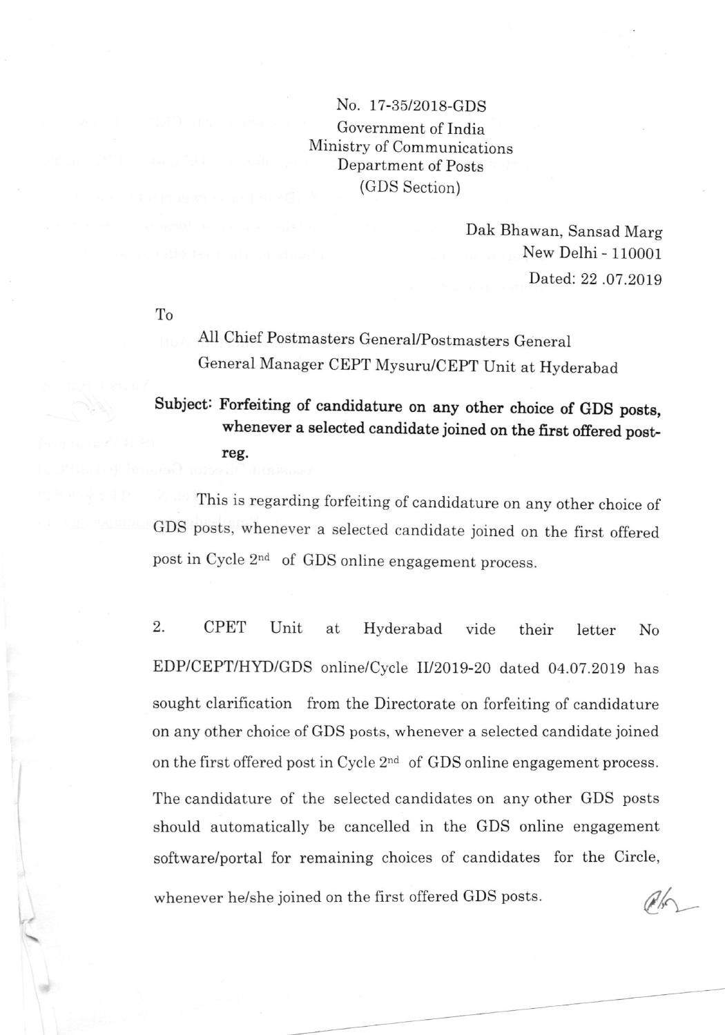No. 17-35/2018-GDS
Government of India
Ministry of Communications
Department of Posts
(GDS Section)

Dak Bhawan, Sansad Marg
New Delhi - 110001
Dated: 22 .07.2019

To

All Chief Postmasters General/Postmasters General
General Manager CEPT Mysuru/CEPT Unit at Hyderabad

**Subject: Forfeiting of candidature on any other choice of GDS posts, whenever a selected candidate joined on the first offered post-reg.**

This is regarding forfeiting of candidature on any other choice of GDS posts, whenever a selected candidate joined on the first offered post in Cycle 2nd of GDS online engagement process.

2. CPET Unit at Hyderabad vide their letter No EDP/CEPT/HYD/GDS online/Cycle II/2019-20 dated 04.07.2019 has sought clarification from the Directorate on forfeiting of candidature on any other choice of GDS posts, whenever a selected candidate joined on the first offered post in Cycle 2nd of GDS online engagement process. The candidature of the selected candidates on any other GDS posts should automatically be cancelled in the GDS online engagement software/portal for remaining choices of candidates for the Circle, whenever he/she joined on the first offered GDS posts.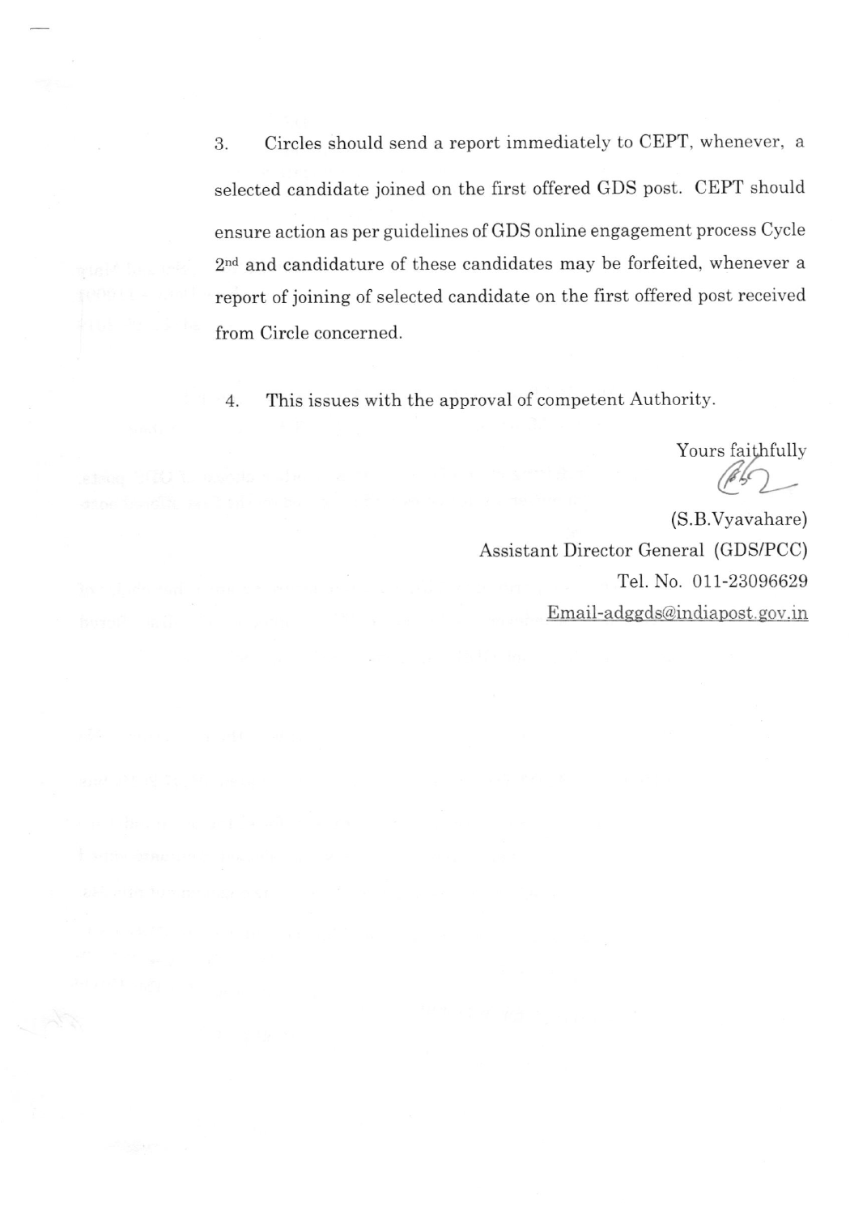3. Circles should send a report immediately to CEPT, whenever, a selected candidate joined on the first offered GDS post. CEPT should ensure action as per guidelines of GDS online engagement process Cycle 2nd and candidature of these candidates may be forfeited, whenever a report of joining of selected candidate on the first offered post received from Circle concerned.

4. This issues with the approval of competent Authority.

Yours faithfully

(S.B.Vyavahare)
Assistant Director General (GDS/PCC)
Tel. No. 011-23096629
Email-adggds@indiapost.gov.in